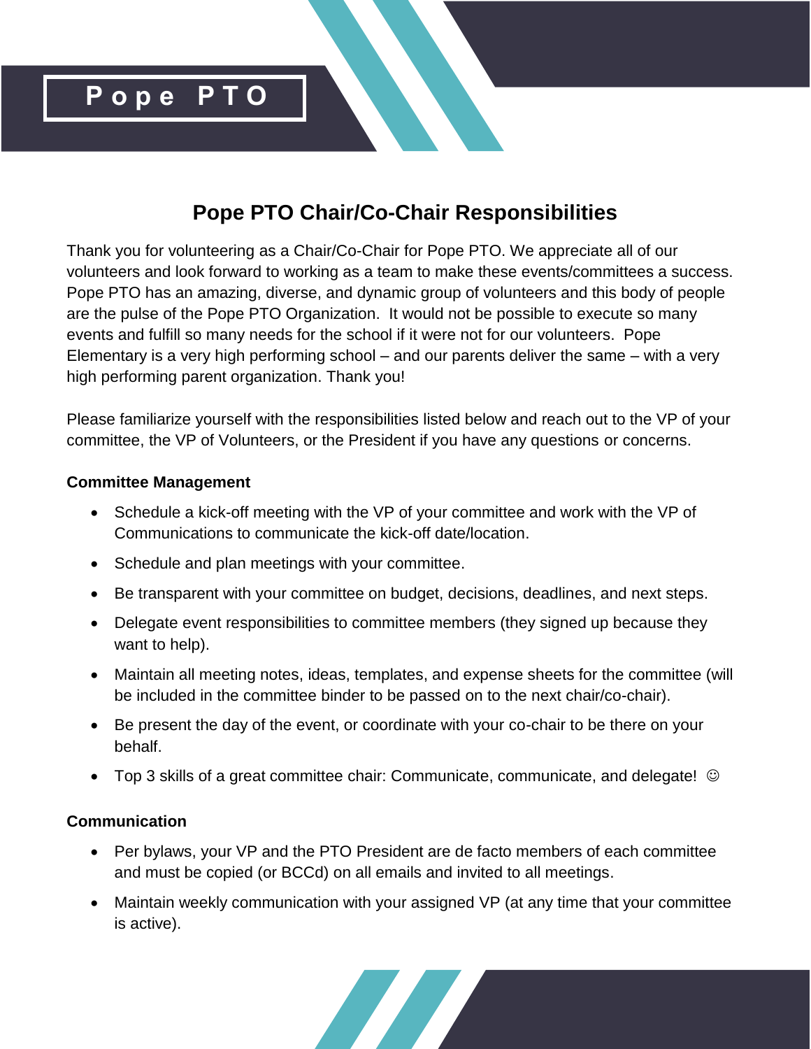# Pope PTO

## Pope PTO Chair/Co-Chair Responsibilities

Thank you for volunteering as a Chair/Co-Chair for Pope PTO. We appreciate all of our volunteers and look forward to working as a team to make these events/committees a success. Pope PTO has an amazing, diverse, and dynamic group of volunteers and this body of people are the pulse of the Pope PTO Organization. It would not be possible to execute so many events and fulfill so many needs for the school if it were not for our volunteers. Pope Elementary is a very high performing school – and our parents deliver the same – with a very high performing parent organization. Thank you!

Please familiarize yourself with the responsibilities listed below and reach out to the VP of your committee, the VP of Volunteers, or the President if you have any questions or concerns.

**Committee Management**

- Schedule a kick-off meeting with the VP of your committee and work with the VP of Communications to communicate the kick-off date/location.
- Schedule and plan meetings with your committee.
- Be transparent with your committee on budget, decisions, deadlines, and next steps.
- Delegate event responsibilities to committee members (they signed up because they want to help).
- Maintain all meeting notes, ideas, templates, and expense sheets for the committee (will be included in the committee binder to be passed on to the next chair/co-chair).
- Be present the day of the event, or coordinate with your co-chair to be there on your behalf.
- Top 3 skills of a great committee chair: Communicate, communicate, and delegate! ☺

**Communication**

- Per bylaws, your VP and the PTO President are de facto members of each committee and must be copied (or BCCd) on all emails and invited to all meetings.
- Maintain weekly communication with your assigned VP (at any time that your committee is active).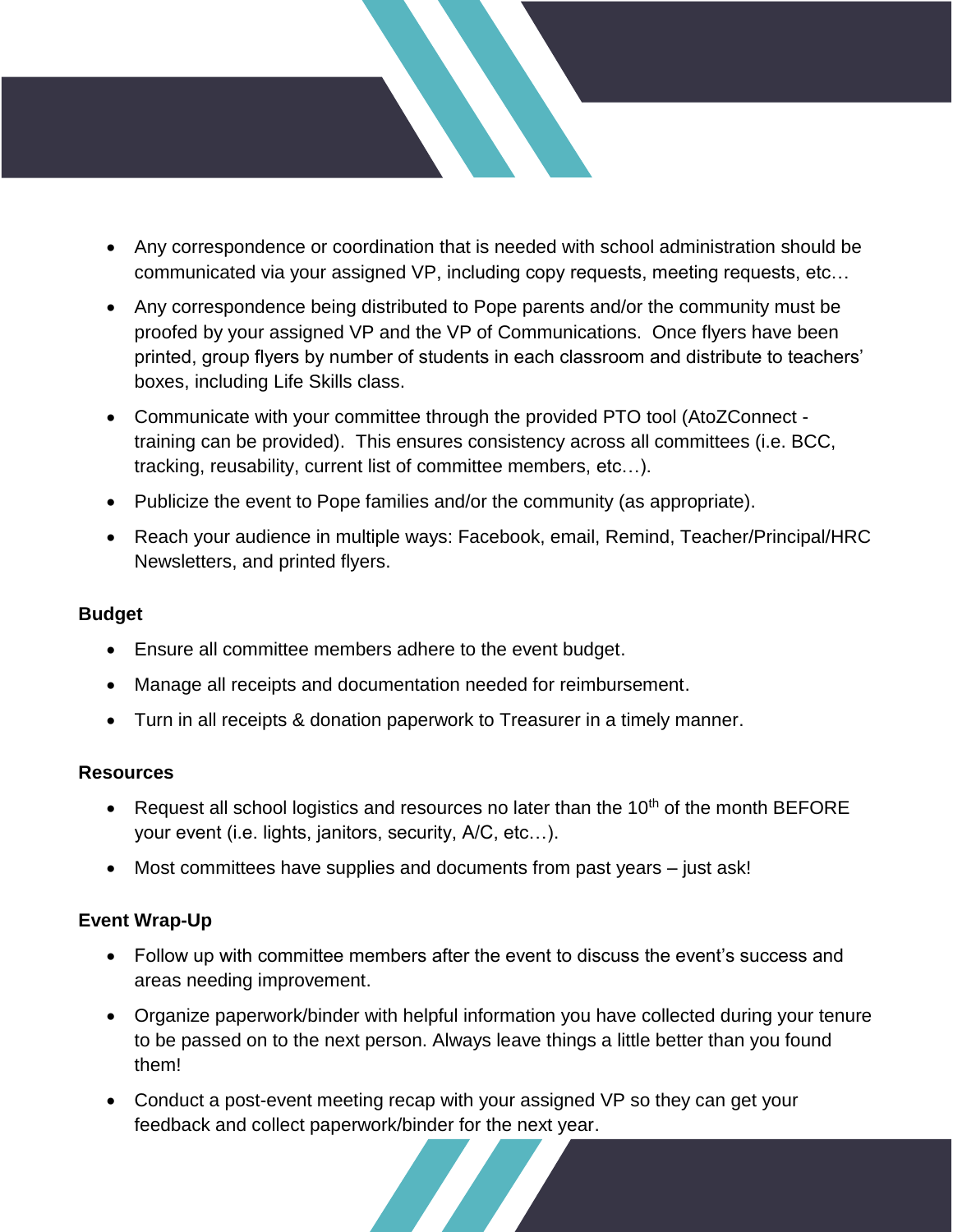- Any correspondence or coordination that is needed with school administration should be communicated via your assigned VP, including copy requests, meeting requests, etc…
- Any correspondence being distributed to Pope parents and/or the community must be proofed by your assigned VP and the VP of Communications. Once flyers have been printed, group flyers by number of students in each classroom and distribute to teachers' boxes, including Life Skills class.
- Communicate with your committee through the provided PTO tool (AtoZConnect - training can be provided). This ensures consistency across all committees (i.e. BCC, tracking, reusability, current list of committee members, etc…).
- Publicize the event to Pope families and/or the community (as appropriate).
- Reach your audience in multiple ways: Facebook, email, Remind, Teacher/Principal/HRC Newsletters, and printed flyers.

**Budget**

- Ensure all committee members adhere to the event budget.
- Manage all receipts and documentation needed for reimbursement.
- Turn in all receipts & donation paperwork to Treasurer in a timely manner.

**Resources**

- Request all school logistics and resources no later than the 10th of the month BEFORE your event (i.e. lights, janitors, security, A/C, etc…).
- Most committees have supplies and documents from past years – just ask!

**Event Wrap-Up**

- Follow up with committee members after the event to discuss the event's success and areas needing improvement.
- Organize paperwork/binder with helpful information you have collected during your tenure to be passed on to the next person. Always leave things a little better than you found them!
- Conduct a post-event meeting recap with your assigned VP so they can get your feedback and collect paperwork/binder for the next year.